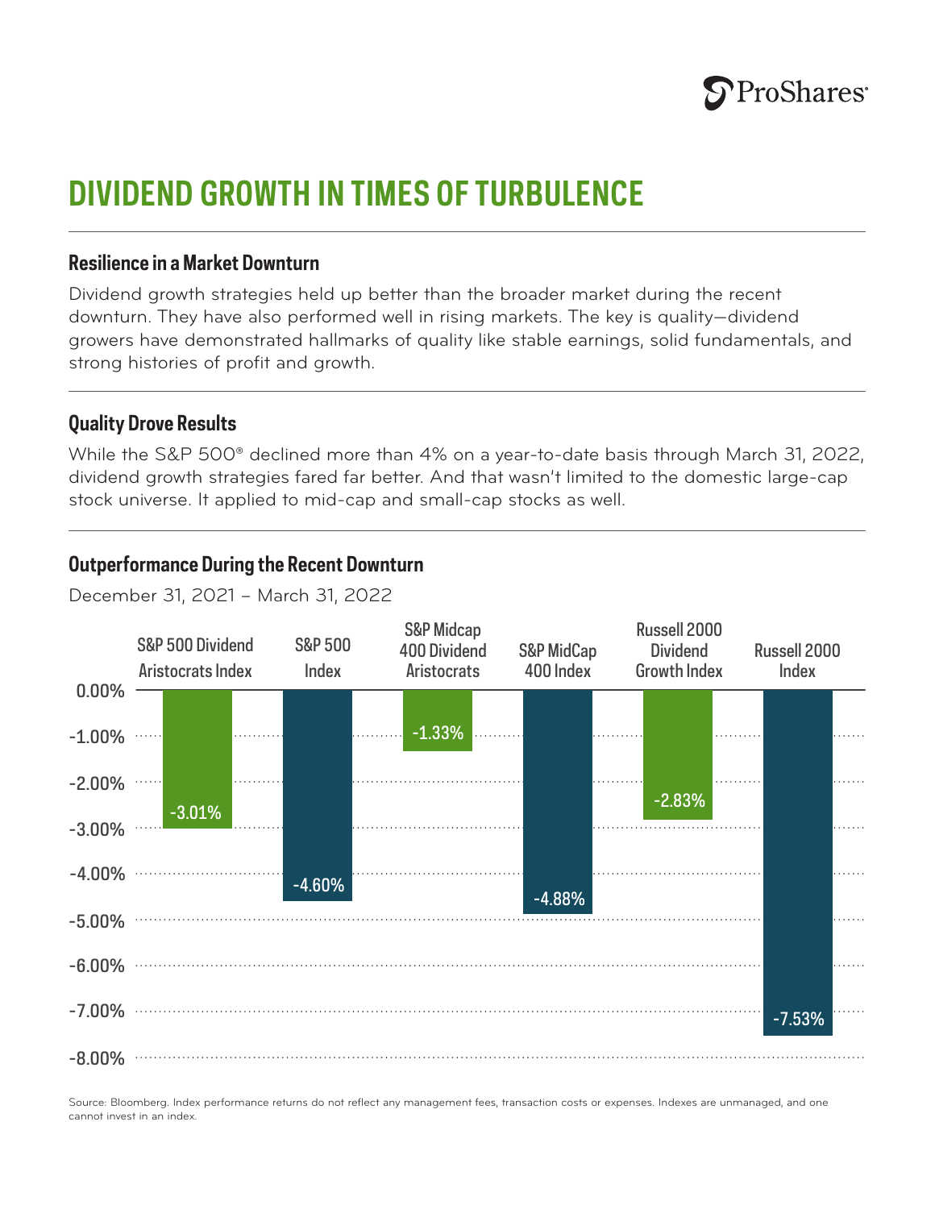# DIVIDEND GROWTH IN TIMES OF TURBULENCE

## Resilience in a Market Downturn

Dividend growth strategies held up better than the broader market during the recent downturn. They have also performed well in rising markets. The key is quality—dividend growers have demonstrated hallmarks of quality like stable earnings, solid fundamentals, and strong histories of profit and growth.

## Quality Drove Results

While the S&P 500® declined more than 4% on a year-to-date basis through March 31, 2022, dividend growth strategies fared far better. And that wasn't limited to the domestic large-cap stock universe. It applied to mid-cap and small-cap stocks as well.

## Outperformance During the Recent Downturn

December 31, 2021 – March 31, 2022

| Index | Return |
| --- | --- |
| S&P 500 Dividend Aristocrats Index | -3.01% |
| S&P 500 Index | -4.60% |
| S&P Midcap 400 Dividend Aristocrats | -1.33% |
| S&P MidCap 400 Index | -4.88% |
| Russell 2000 Dividend Growth Index | -2.83% |
| Russell 2000 Index | -7.53% |

Source: Bloomberg. Index performance returns do not reflect any management fees, transaction costs or expenses. Indexes are unmanaged, and one cannot invest in an index.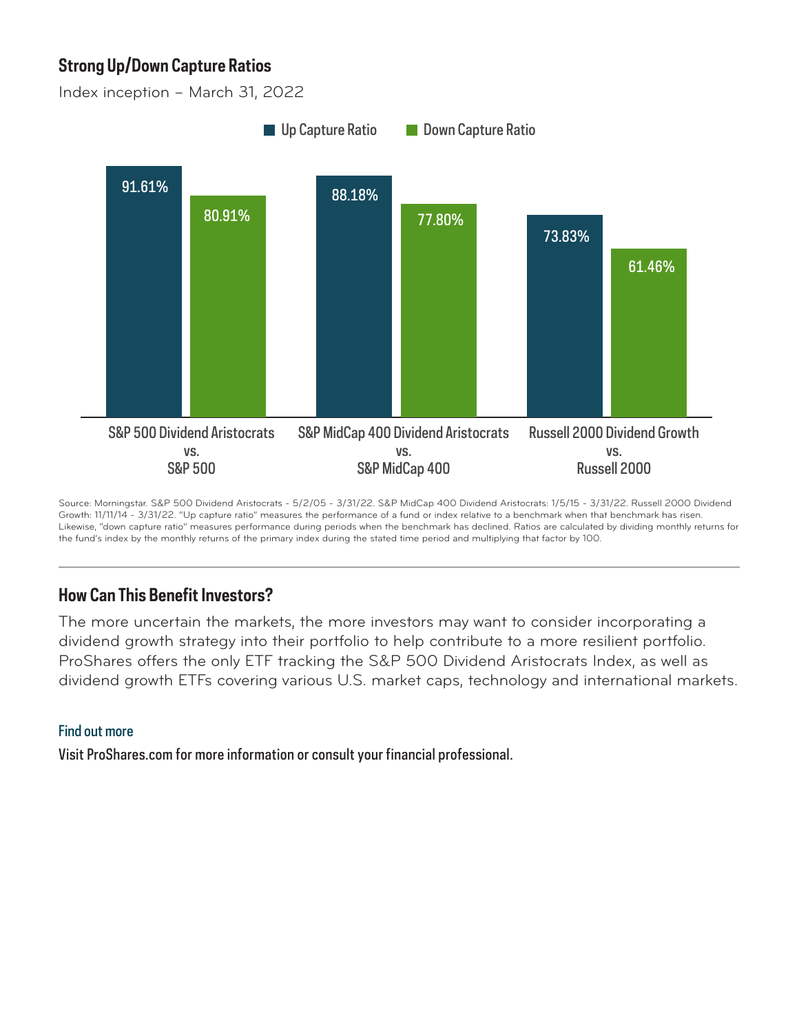## Strong Up/Down Capture Ratios

Index inception – March 31, 2022

| | Up Capture Ratio | Down Capture Ratio |
|---|---|---|
| S&P 500 Dividend Aristocrats vs. S&P 500 | 91.61% | 80.91% |
| S&P MidCap 400 Dividend Aristocrats vs. S&P MidCap 400 | 88.18% | 77.80% |
| Russell 2000 Dividend Growth vs. Russell 2000 | 73.83% | 61.46% |

Source: Morningstar. S&P 500 Dividend Aristocrats - 5/2/05 - 3/31/22. S&P MidCap 400 Dividend Aristocrats: 1/5/15 - 3/31/22. Russell 2000 Dividend Growth: 11/11/14 - 3/31/22. "Up capture ratio" measures the performance of a fund or index relative to a benchmark when that benchmark has risen. Likewise, "down capture ratio" measures performance during periods when the benchmark has declined. Ratios are calculated by dividing monthly returns for the fund's index by the monthly returns of the primary index during the stated time period and multiplying that factor by 100.

## How Can This Benefit Investors?

The more uncertain the markets, the more investors may want to consider incorporating a dividend growth strategy into their portfolio to help contribute to a more resilient portfolio. ProShares offers the only ETF tracking the S&P 500 Dividend Aristocrats Index, as well as dividend growth ETFs covering various U.S. market caps, technology and international markets.

### Find out more

Visit ProShares.com for more information or consult your financial professional.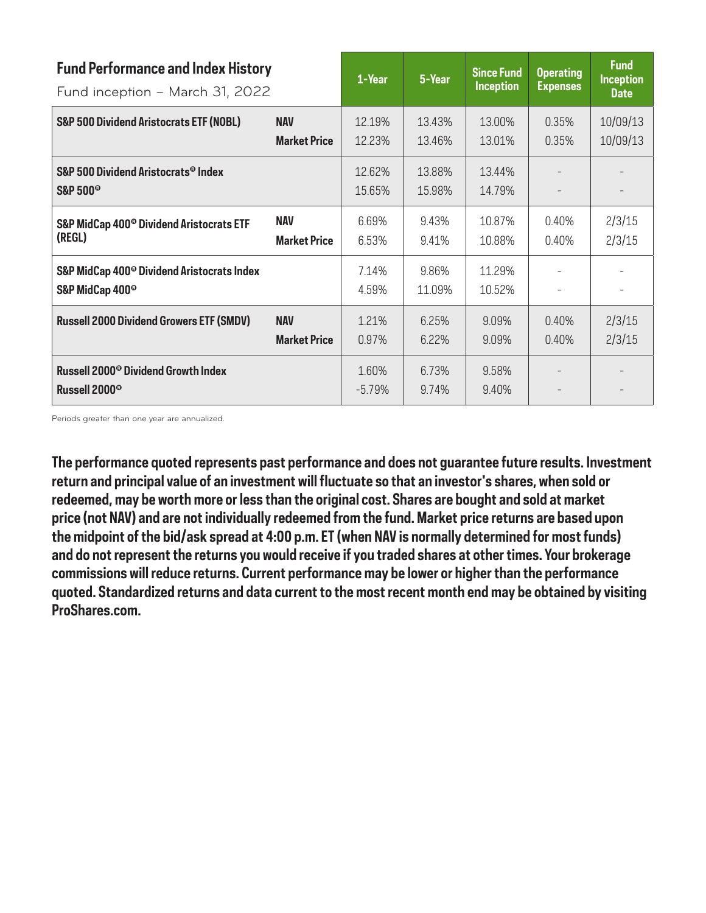## Fund Performance and Index History

Fund inception – March 31, 2022

| | | 1-Year | 5-Year | Since Fund Inception | Operating Expenses | Fund Inception Date |
|---|---|---|---|---|---|---|
| **S&P 500 Dividend Aristocrats ETF (NOBL)** | **NAV** | 12.19% | 13.43% | 13.00% | 0.35% | 10/09/13 |
| | **Market Price** | 12.23% | 13.46% | 13.01% | 0.35% | 10/09/13 |
| **S&P 500 Dividend Aristocrats® Index** | | 12.62% | 13.88% | 13.44% | - | - |
| **S&P 500®** | | 15.65% | 15.98% | 14.79% | - | - |
| **S&P MidCap 400® Dividend Aristocrats ETF (REGL)** | **NAV** | 6.69% | 9.43% | 10.87% | 0.40% | 2/3/15 |
| | **Market Price** | 6.53% | 9.41% | 10.88% | 0.40% | 2/3/15 |
| **S&P MidCap 400® Dividend Aristocrats Index** | | 7.14% | 9.86% | 11.29% | - | - |
| **S&P MidCap 400®** | | 4.59% | 11.09% | 10.52% | - | - |
| **Russell 2000 Dividend Growers ETF (SMDV)** | **NAV** | 1.21% | 6.25% | 9.09% | 0.40% | 2/3/15 |
| | **Market Price** | 0.97% | 6.22% | 9.09% | 0.40% | 2/3/15 |
| **Russell 2000® Dividend Growth Index** | | 1.60% | 6.73% | 9.58% | - | - |
| **Russell 2000®** | | -5.79% | 9.74% | 9.40% | - | - |

Periods greater than one year are annualized.

**The performance quoted represents past performance and does not guarantee future results. Investment return and principal value of an investment will fluctuate so that an investor's shares, when sold or redeemed, may be worth more or less than the original cost. Shares are bought and sold at market price (not NAV) and are not individually redeemed from the fund. Market price returns are based upon the midpoint of the bid/ask spread at 4:00 p.m. ET (when NAV is normally determined for most funds) and do not represent the returns you would receive if you traded shares at other times. Your brokerage commissions will reduce returns. Current performance may be lower or higher than the performance quoted. Standardized returns and data current to the most recent month end may be obtained by visiting ProShares.com.**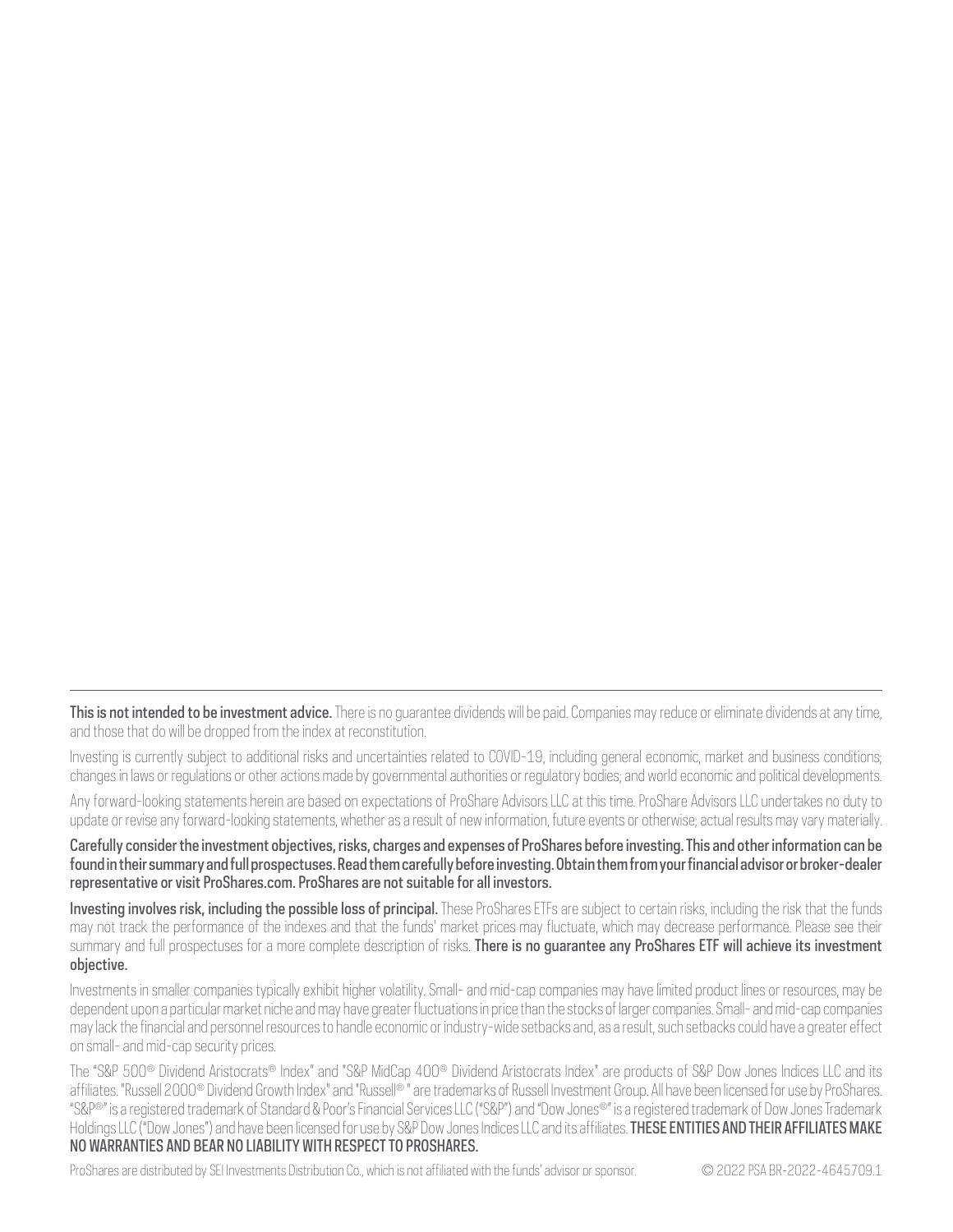**This is not intended to be investment advice.** There is no guarantee dividends will be paid. Companies may reduce or eliminate dividends at any time, and those that do will be dropped from the index at reconstitution.

Investing is currently subject to additional risks and uncertainties related to COVID-19, including general economic, market and business conditions; changes in laws or regulations or other actions made by governmental authorities or regulatory bodies; and world economic and political developments.

Any forward-looking statements herein are based on expectations of ProShare Advisors LLC at this time. ProShare Advisors LLC undertakes no duty to update or revise any forward-looking statements, whether as a result of new information, future events or otherwise; actual results may vary materially.

**Carefully consider the investment objectives, risks, charges and expenses of ProShares before investing. This and other information can be found in their summary and full prospectuses. Read them carefully before investing. Obtain them from your financial advisor or broker-dealer representative or visit ProShares.com. ProShares are not suitable for all investors.**

**Investing involves risk, including the possible loss of principal.** These ProShares ETFs are subject to certain risks, including the risk that the funds may not track the performance of the indexes and that the funds' market prices may fluctuate, which may decrease performance. Please see their summary and full prospectuses for a more complete description of risks. **There is no guarantee any ProShares ETF will achieve its investment objective.**

Investments in smaller companies typically exhibit higher volatility. Small- and mid-cap companies may have limited product lines or resources, may be dependent upon a particular market niche and may have greater fluctuations in price than the stocks of larger companies. Small- and mid-cap companies may lack the financial and personnel resources to handle economic or industry-wide setbacks and, as a result, such setbacks could have a greater effect on small- and mid-cap security prices.

The "S&P 500® Dividend Aristocrats® Index" and "S&P MidCap 400® Dividend Aristocrats Index" are products of S&P Dow Jones Indices LLC and its affiliates. "Russell 2000® Dividend Growth Index" and "Russell® " are trademarks of Russell Investment Group. All have been licensed for use by ProShares. "S&P®" is a registered trademark of Standard & Poor's Financial Services LLC ("S&P") and "Dow Jones®" is a registered trademark of Dow Jones Trademark Holdings LLC ("Dow Jones") and have been licensed for use by S&P Dow Jones Indices LLC and its affiliates. **THESE ENTITIES AND THEIR AFFILIATES MAKE NO WARRANTIES AND BEAR NO LIABILITY WITH RESPECT TO PROSHARES.**

ProShares are distributed by SEI Investments Distribution Co., which is not affiliated with the funds' advisor or sponsor.

© 2022 PSA BR-2022-4645709.1